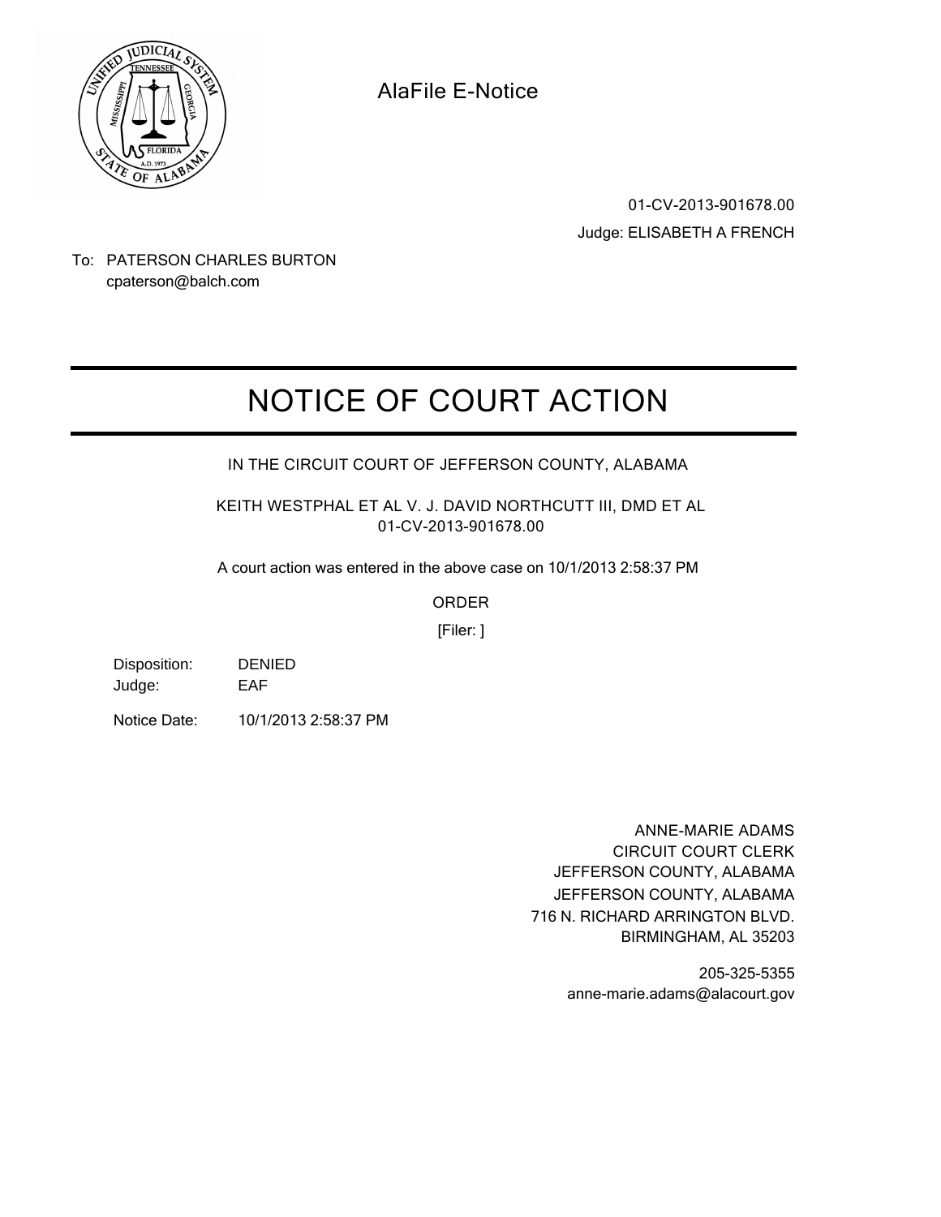AlaFile E-Notice

01-CV-2013-901678.00

Judge: ELISABETH A FRENCH

To: PATERSON CHARLES BURTON
cpaterson@balch.com

# NOTICE OF COURT ACTION

IN THE CIRCUIT COURT OF JEFFERSON COUNTY, ALABAMA

KEITH WESTPHAL ET AL V. J. DAVID NORTHCUTT III, DMD ET AL
01-CV-2013-901678.00

A court action was entered in the above case on 10/1/2013 2:58:37 PM

ORDER

[Filer: ]

Disposition: DENIED
Judge: EAF

Notice Date: 10/1/2013 2:58:37 PM

ANNE-MARIE ADAMS
CIRCUIT COURT CLERK
JEFFERSON COUNTY, ALABAMA
JEFFERSON COUNTY, ALABAMA
716 N. RICHARD ARRINGTON BLVD.
BIRMINGHAM, AL 35203

205-325-5355
anne-marie.adams@alacourt.gov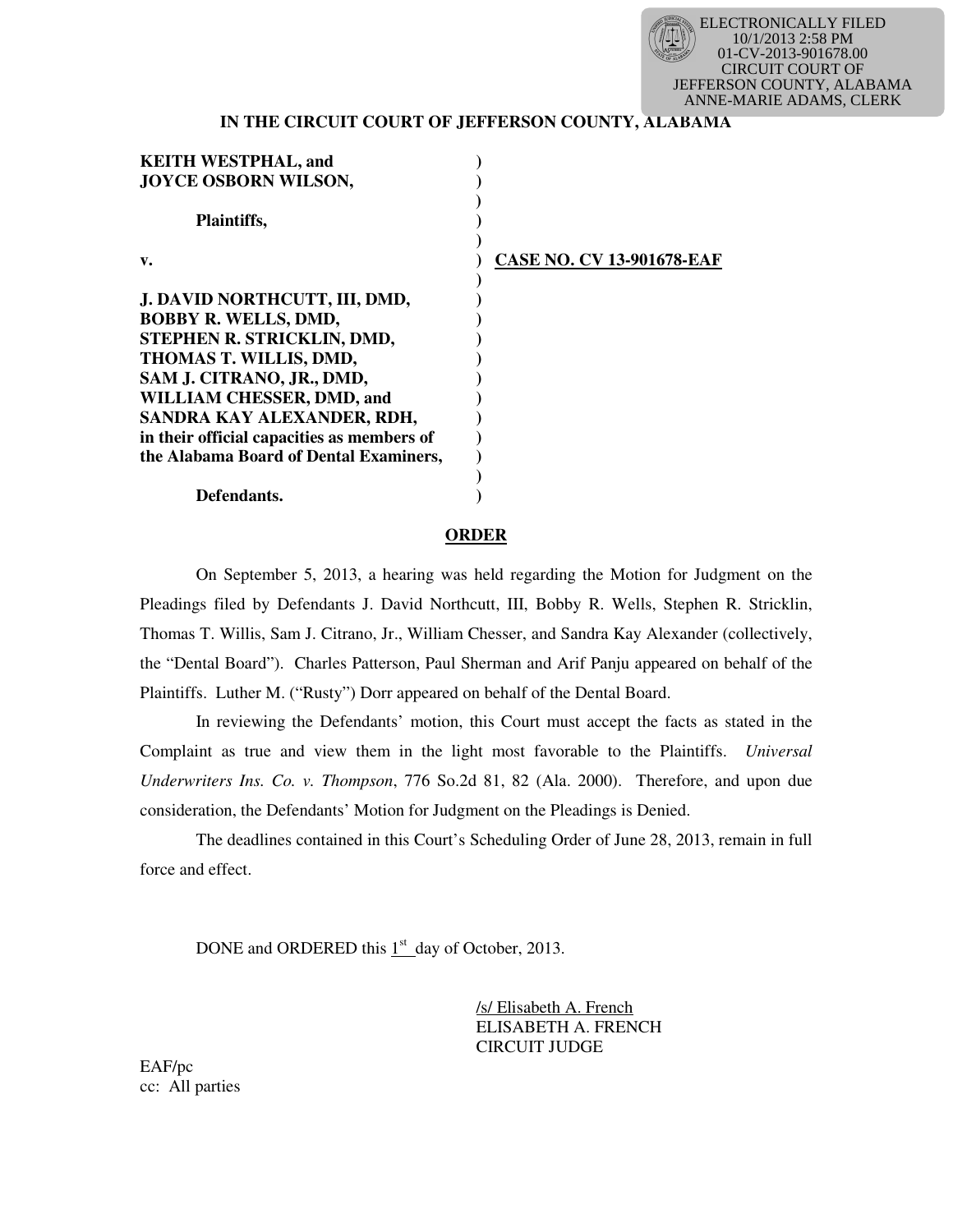ELECTRONICALLY FILED
10/1/2013 2:58 PM
01-CV-2013-901678.00
CIRCUIT COURT OF
JEFFERSON COUNTY, ALABAMA
ANNE-MARIE ADAMS, CLERK

**IN THE CIRCUIT COURT OF JEFFERSON COUNTY, ALABAMA**

**KEITH WESTPHAL, and**
**JOYCE OSBORN WILSON,**

**Plaintiffs,**

**v.** **CASE NO. CV 13-901678-EAF**

**J. DAVID NORTHCUTT, III, DMD,**
**BOBBY R. WELLS, DMD,**
**STEPHEN R. STRICKLIN, DMD,**
**THOMAS T. WILLIS, DMD,**
**SAM J. CITRANO, JR., DMD,**
**WILLIAM CHESSER, DMD, and**
**SANDRA KAY ALEXANDER, RDH,**
**in their official capacities as members of**
**the Alabama Board of Dental Examiners,**

**Defendants.**

**ORDER**

On September 5, 2013, a hearing was held regarding the Motion for Judgment on the Pleadings filed by Defendants J. David Northcutt, III, Bobby R. Wells, Stephen R. Stricklin, Thomas T. Willis, Sam J. Citrano, Jr., William Chesser, and Sandra Kay Alexander (collectively, the "Dental Board"). Charles Patterson, Paul Sherman and Arif Panju appeared on behalf of the Plaintiffs. Luther M. ("Rusty") Dorr appeared on behalf of the Dental Board.

In reviewing the Defendants' motion, this Court must accept the facts as stated in the Complaint as true and view them in the light most favorable to the Plaintiffs. *Universal Underwriters Ins. Co. v. Thompson*, 776 So.2d 81, 82 (Ala. 2000). Therefore, and upon due consideration, the Defendants' Motion for Judgment on the Pleadings is Denied.

The deadlines contained in this Court's Scheduling Order of June 28, 2013, remain in full force and effect.

DONE and ORDERED this 1st day of October, 2013.

/s/ Elisabeth A. French
ELISABETH A. FRENCH
CIRCUIT JUDGE

EAF/pc
cc: All parties